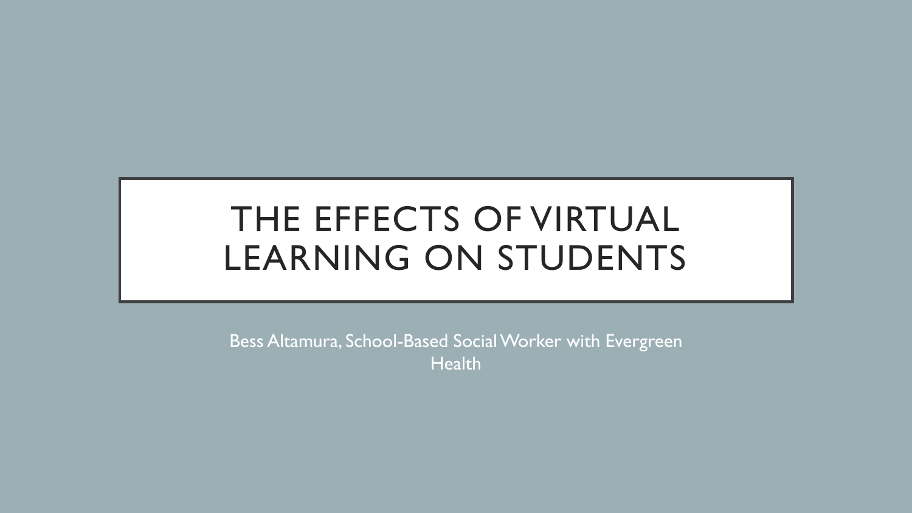# THE EFFECTS OF VIRTUAL LEARNING ON STUDENTS

Bess Altamura, School-Based Social Worker with Evergreen Health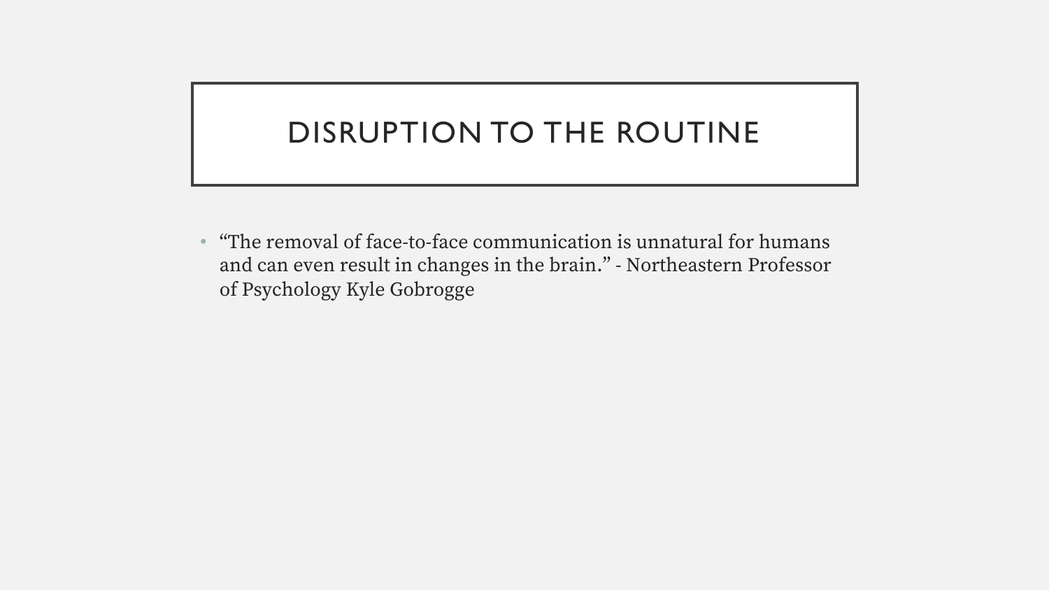# DISRUPTION TO THE ROUTINE

- “The removal of face-to-face communication is unnatural for humans and can even result in changes in the brain.” - Northeastern Professor of Psychology Kyle Gobrogge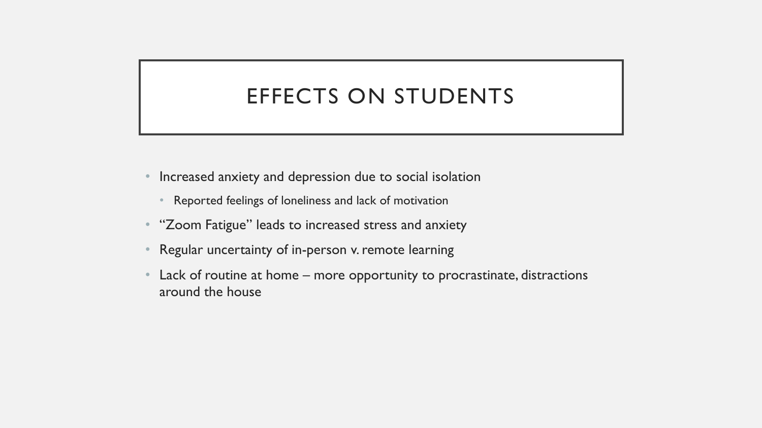# EFFECTS ON STUDENTS

- Increased anxiety and depression due to social isolation
  - Reported feelings of loneliness and lack of motivation
- "Zoom Fatigue" leads to increased stress and anxiety
- Regular uncertainty of in-person v. remote learning
- Lack of routine at home – more opportunity to procrastinate, distractions around the house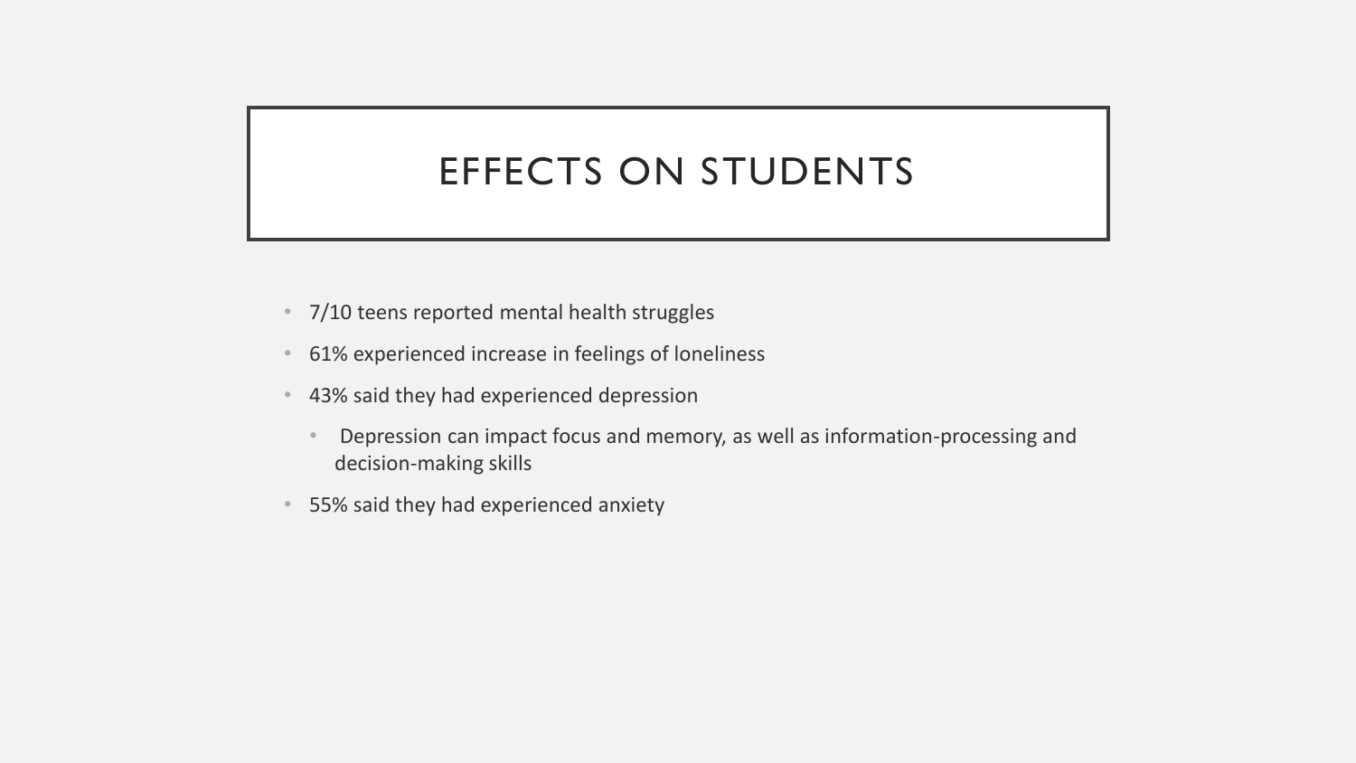# EFFECTS ON STUDENTS

- 7/10 teens reported mental health struggles
- 61% experienced increase in feelings of loneliness
- 43% said they had experienced depression
  - Depression can impact focus and memory, as well as information-processing and decision-making skills
- 55% said they had experienced anxiety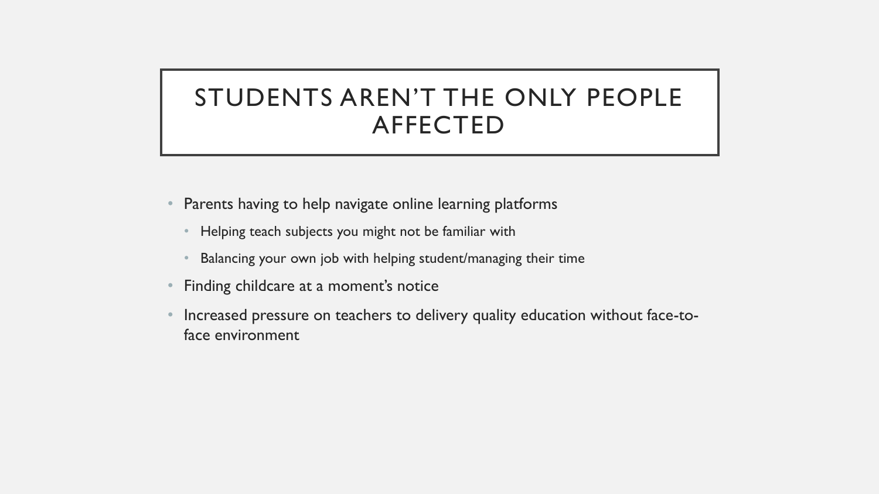# STUDENTS AREN'T THE ONLY PEOPLE AFFECTED

- Parents having to help navigate online learning platforms
  - Helping teach subjects you might not be familiar with
  - Balancing your own job with helping student/managing their time
- Finding childcare at a moment's notice
- Increased pressure on teachers to delivery quality education without face-to-face environment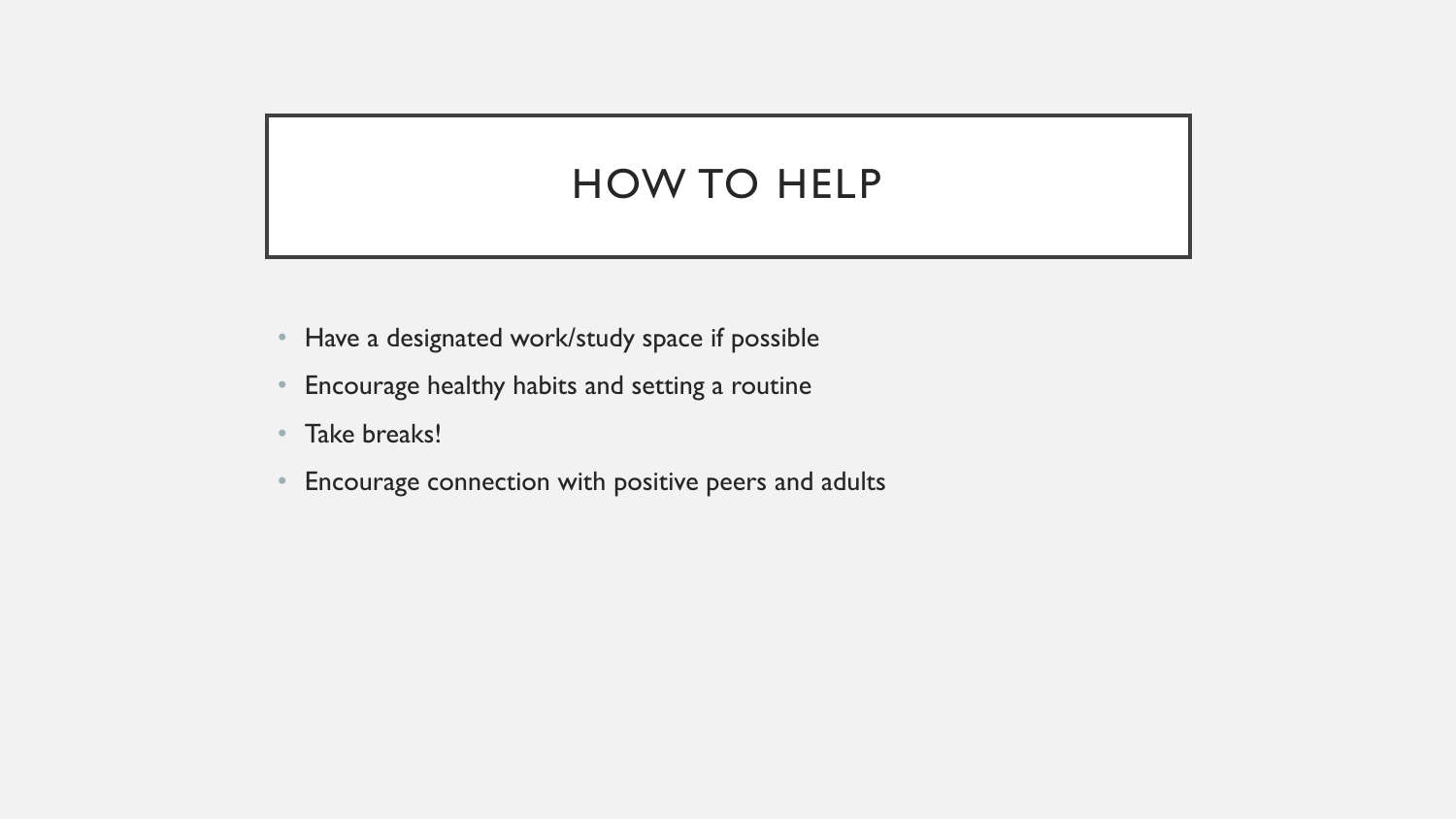# HOW TO HELP

- Have a designated work/study space if possible
- Encourage healthy habits and setting a routine
- Take breaks!
- Encourage connection with positive peers and adults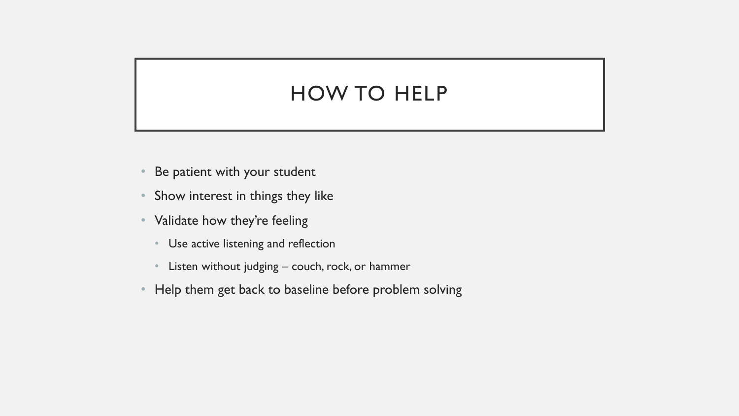# HOW TO HELP

- Be patient with your student
- Show interest in things they like
- Validate how they're feeling
  - Use active listening and reflection
  - Listen without judging – couch, rock, or hammer
- Help them get back to baseline before problem solving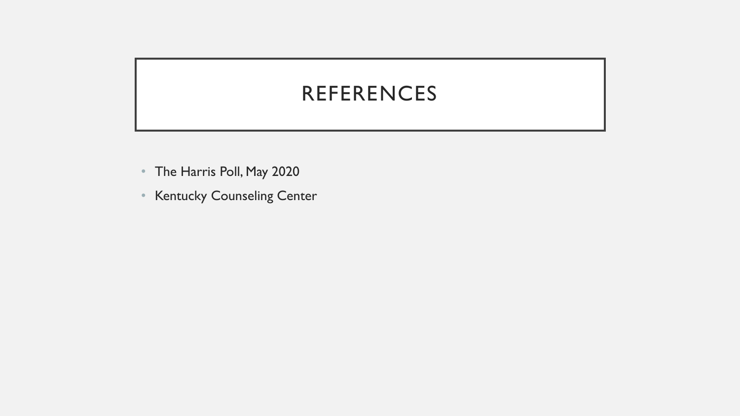# REFERENCES

- The Harris Poll, May 2020
- Kentucky Counseling Center